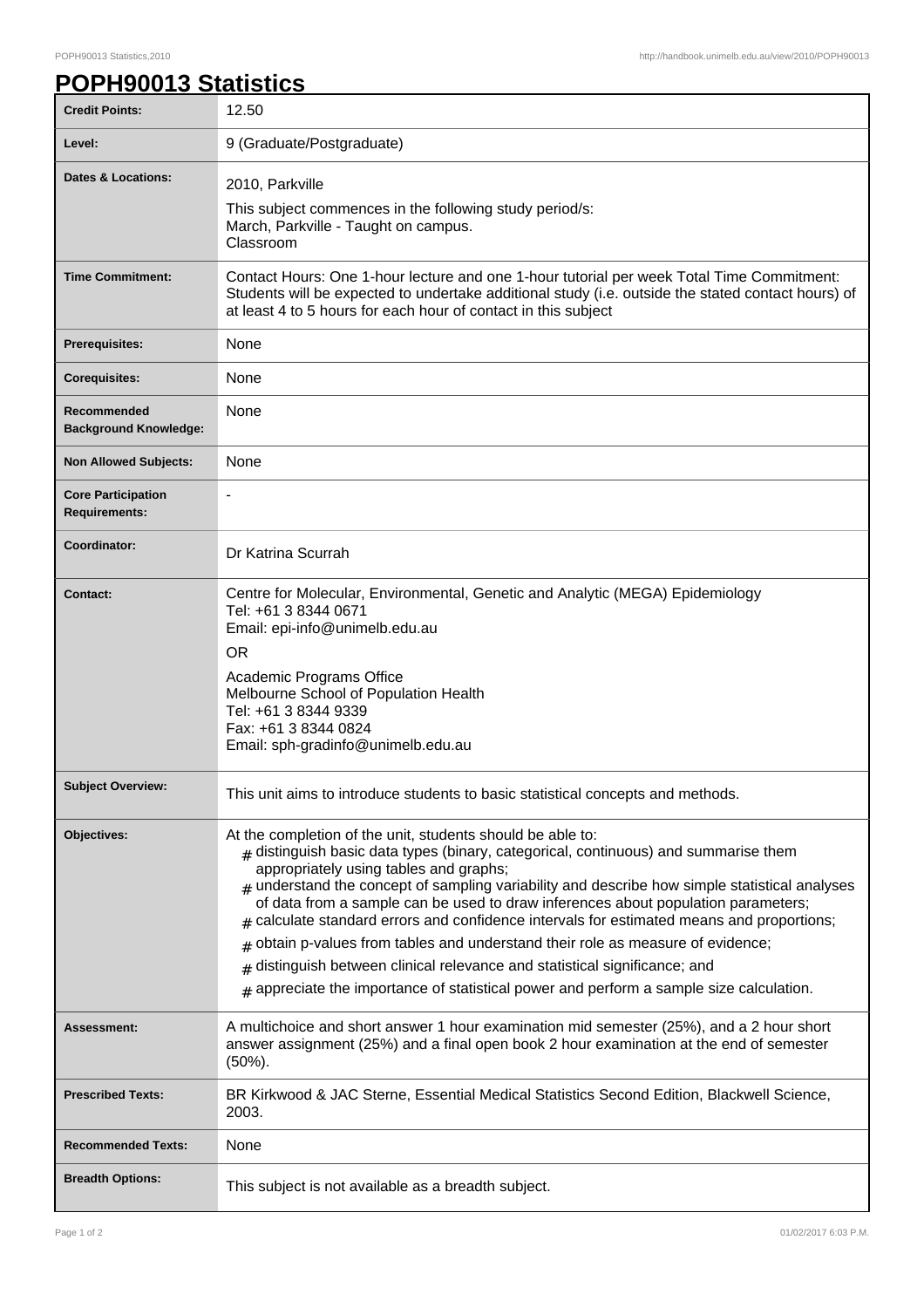# POPH90013 Statistics

| Credit Points: | 12.50 |
|---|---|
| Level: | 9 (Graduate/Postgraduate) |
| Dates & Locations: | 2010, Parkville<br>This subject commences in the following study period/s:<br>March, Parkville - Taught on campus.<br>Classroom |
| Time Commitment: | Contact Hours: One 1-hour lecture and one 1-hour tutorial per week Total Time Commitment: Students will be expected to undertake additional study (i.e. outside the stated contact hours) of at least 4 to 5 hours for each hour of contact in this subject |
| Prerequisites: | None |
| Corequisites: | None |
| Recommended Background Knowledge: | None |
| Non Allowed Subjects: | None |
| Core Participation Requirements: | - |
| Coordinator: | Dr Katrina Scurrah |
| Contact: | Centre for Molecular, Environmental, Genetic and Analytic (MEGA) Epidemiology<br>Tel: +61 3 8344 0671<br>Email: epi-info@unimelb.edu.au<br>OR<br>Academic Programs Office<br>Melbourne School of Population Health<br>Tel: +61 3 8344 9339<br>Fax: +61 3 8344 0824<br>Email: sph-gradinfo@unimelb.edu.au |
| Subject Overview: | This unit aims to introduce students to basic statistical concepts and methods. |
| Objectives: | At the completion of the unit, students should be able to:<br># distinguish basic data types (binary, categorical, continuous) and summarise them appropriately using tables and graphs;<br># understand the concept of sampling variability and describe how simple statistical analyses of data from a sample can be used to draw inferences about population parameters;<br># calculate standard errors and confidence intervals for estimated means and proportions;<br># obtain p-values from tables and understand their role as measure of evidence;<br># distinguish between clinical relevance and statistical significance; and<br># appreciate the importance of statistical power and perform a sample size calculation. |
| Assessment: | A multichoice and short answer 1 hour examination mid semester (25%), and a 2 hour short answer assignment (25%) and a final open book 2 hour examination at the end of semester (50%). |
| Prescribed Texts: | BR Kirkwood & JAC Sterne, Essential Medical Statistics Second Edition, Blackwell Science, 2003. |
| Recommended Texts: | None |
| Breadth Options: | This subject is not available as a breadth subject. |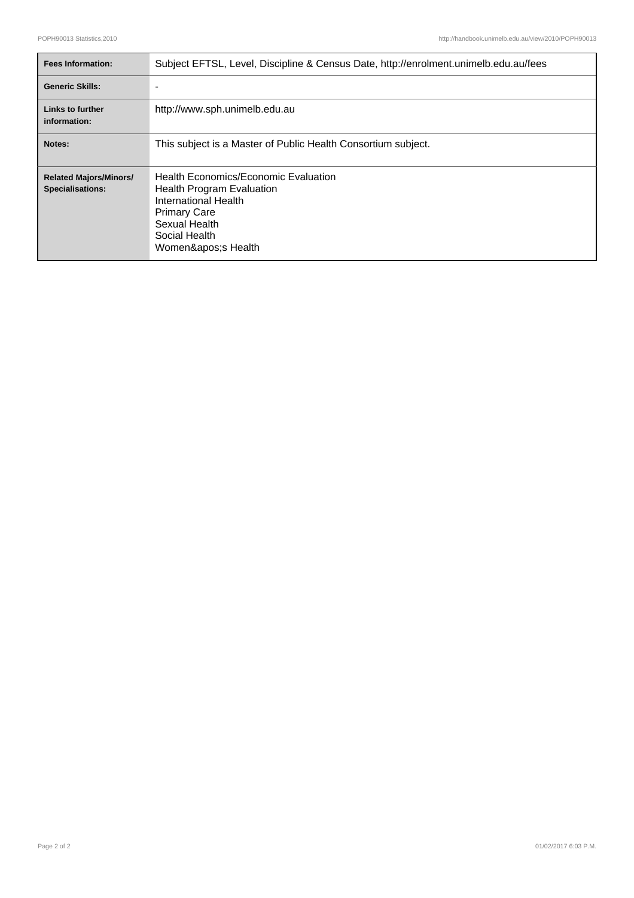| | |
|---|---|
| **Fees Information:** | Subject EFTSL, Level, Discipline & Census Date, http://enrolment.unimelb.edu.au/fees |
| **Generic Skills:** | - |
| **Links to further information:** | http://www.sph.unimelb.edu.au |
| **Notes:** | This subject is a Master of Public Health Consortium subject. |
| **Related Majors/Minors/ Specialisations:** | Health Economics/Economic Evaluation<br>Health Program Evaluation<br>International Health<br>Primary Care<br>Sexual Health<br>Social Health<br>Women&apos;s Health |